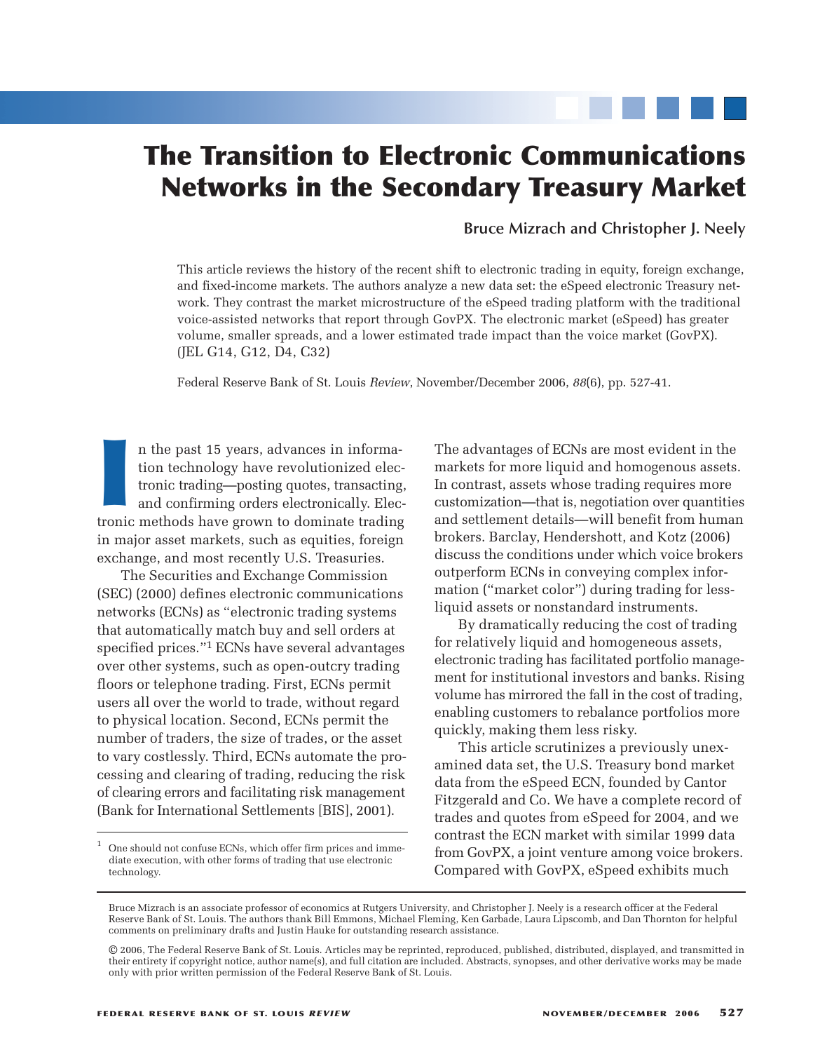# The Transition to Electronic Communications Networks in the Secondary Treasury Market

**Bruce Mizrach and Christopher J. Neely**

This article reviews the history of the recent shift to electronic trading in equity, foreign exchange, and fixed-income markets. The authors analyze a new data set: the eSpeed electronic Treasury network. They contrast the market microstructure of the eSpeed trading platform with the traditional voice-assisted networks that report through GovPX. The electronic market (eSpeed) has greater volume, smaller spreads, and a lower estimated trade impact than the voice market (GovPX). (JEL G14, G12, D4, C32)

Federal Reserve Bank of St. Louis *Review*, November/December 2006, *88*(6), pp. 527-41.

In the past 15 years, advances in information technology have revolutionized electronic trading—posting quotes, transacting, and confirming orders electronically. Electronic methods have grown to dominate trading in major asset markets, such as equities, foreign exchange, and most recently U.S. Treasuries.

The Securities and Exchange Commission (SEC) (2000) defines electronic communications networks (ECNs) as "electronic trading systems that automatically match buy and sell orders at specified prices."[1] ECNs have several advantages over other systems, such as open-outcry trading floors or telephone trading. First, ECNs permit users all over the world to trade, without regard to physical location. Second, ECNs permit the number of traders, the size of trades, or the asset to vary costlessly. Third, ECNs automate the processing and clearing of trading, reducing the risk of clearing errors and facilitating risk management (Bank for International Settlements [BIS], 2001).

The advantages of ECNs are most evident in the markets for more liquid and homogenous assets. In contrast, assets whose trading requires more customization—that is, negotiation over quantities and settlement details—will benefit from human brokers. Barclay, Hendershott, and Kotz (2006) discuss the conditions under which voice brokers outperform ECNs in conveying complex information ("market color") during trading for less-liquid assets or nonstandard instruments.

By dramatically reducing the cost of trading for relatively liquid and homogeneous assets, electronic trading has facilitated portfolio management for institutional investors and banks. Rising volume has mirrored the fall in the cost of trading, enabling customers to rebalance portfolios more quickly, making them less risky.

This article scrutinizes a previously unexamined data set, the U.S. Treasury bond market data from the eSpeed ECN, founded by Cantor Fitzgerald and Co. We have a complete record of trades and quotes from eSpeed for 2004, and we contrast the ECN market with similar 1999 data from GovPX, a joint venture among voice brokers. Compared with GovPX, eSpeed exhibits much

[1] One should not confuse ECNs, which offer firm prices and immediate execution, with other forms of trading that use electronic technology.

Bruce Mizrach is an associate professor of economics at Rutgers University, and Christopher J. Neely is a research officer at the Federal Reserve Bank of St. Louis. The authors thank Bill Emmons, Michael Fleming, Ken Garbade, Laura Lipscomb, and Dan Thornton for helpful comments on preliminary drafts and Justin Hauke for outstanding research assistance.

© 2006, The Federal Reserve Bank of St. Louis. Articles may be reprinted, reproduced, published, distributed, displayed, and transmitted in their entirety if copyright notice, author name(s), and full citation are included. Abstracts, synopses, and other derivative works may be made only with prior written permission of the Federal Reserve Bank of St. Louis.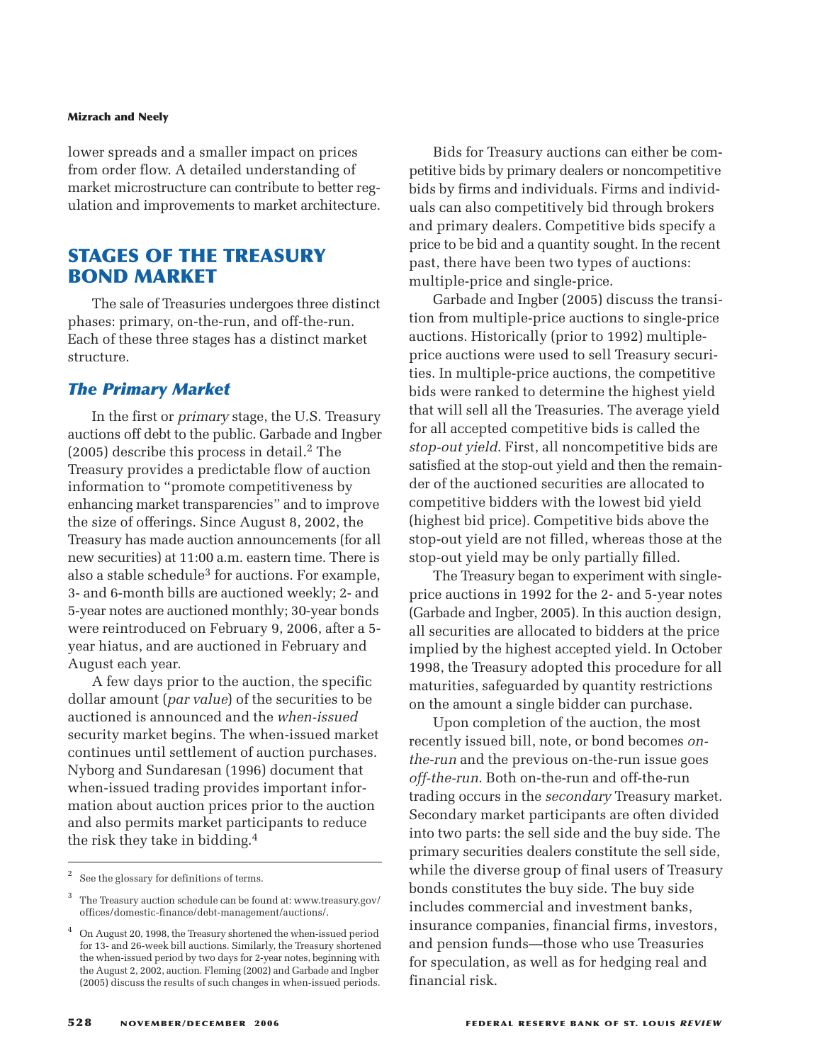lower spreads and a smaller impact on prices from order flow. A detailed understanding of market microstructure can contribute to better regulation and improvements to market architecture.

## STAGES OF THE TREASURY BOND MARKET

The sale of Treasuries undergoes three distinct phases: primary, on-the-run, and off-the-run. Each of these three stages has a distinct market structure.

### *The Primary Market*

In the first or *primary* stage, the U.S. Treasury auctions off debt to the public. Garbade and Ingber (2005) describe this process in detail.[2] The Treasury provides a predictable flow of auction information to "promote competitiveness by enhancing market transparencies" and to improve the size of offerings. Since August 8, 2002, the Treasury has made auction announcements (for all new securities) at 11:00 a.m. eastern time. There is also a stable schedule[3] for auctions. For example, 3- and 6-month bills are auctioned weekly; 2- and 5-year notes are auctioned monthly; 30-year bonds were reintroduced on February 9, 2006, after a 5-year hiatus, and are auctioned in February and August each year.

A few days prior to the auction, the specific dollar amount (*par value*) of the securities to be auctioned is announced and the *when-issued* security market begins. The when-issued market continues until settlement of auction purchases. Nyborg and Sundaresan (1996) document that when-issued trading provides important information about auction prices prior to the auction and also permits market participants to reduce the risk they take in bidding.[4]

Bids for Treasury auctions can either be competitive bids by primary dealers or noncompetitive bids by firms and individuals. Firms and individuals can also competitively bid through brokers and primary dealers. Competitive bids specify a price to be bid and a quantity sought. In the recent past, there have been two types of auctions: multiple-price and single-price.

Garbade and Ingber (2005) discuss the transition from multiple-price auctions to single-price auctions. Historically (prior to 1992) multiple-price auctions were used to sell Treasury securities. In multiple-price auctions, the competitive bids were ranked to determine the highest yield that will sell all the Treasuries. The average yield for all accepted competitive bids is called the *stop-out yield*. First, all noncompetitive bids are satisfied at the stop-out yield and then the remainder of the auctioned securities are allocated to competitive bidders with the lowest bid yield (highest bid price). Competitive bids above the stop-out yield are not filled, whereas those at the stop-out yield may be only partially filled.

The Treasury began to experiment with single-price auctions in 1992 for the 2- and 5-year notes (Garbade and Ingber, 2005). In this auction design, all securities are allocated to bidders at the price implied by the highest accepted yield. In October 1998, the Treasury adopted this procedure for all maturities, safeguarded by quantity restrictions on the amount a single bidder can purchase.

Upon completion of the auction, the most recently issued bill, note, or bond becomes *on-the-run* and the previous on-the-run issue goes *off-the-run*. Both on-the-run and off-the-run trading occurs in the *secondary* Treasury market. Secondary market participants are often divided into two parts: the sell side and the buy side. The primary securities dealers constitute the sell side, while the diverse group of final users of Treasury bonds constitutes the buy side. The buy side includes commercial and investment banks, insurance companies, financial firms, investors, and pension funds—those who use Treasuries for speculation, as well as for hedging real and financial risk.

---

[2] See the glossary for definitions of terms.

[3] The Treasury auction schedule can be found at: www.treasury.gov/offices/domestic-finance/debt-management/auctions/.

[4] On August 20, 1998, the Treasury shortened the when-issued period for 13- and 26-week bill auctions. Similarly, the Treasury shortened the when-issued period by two days for 2-year notes, beginning with the August 2, 2002, auction. Fleming (2002) and Garbade and Ingber (2005) discuss the results of such changes in when-issued periods.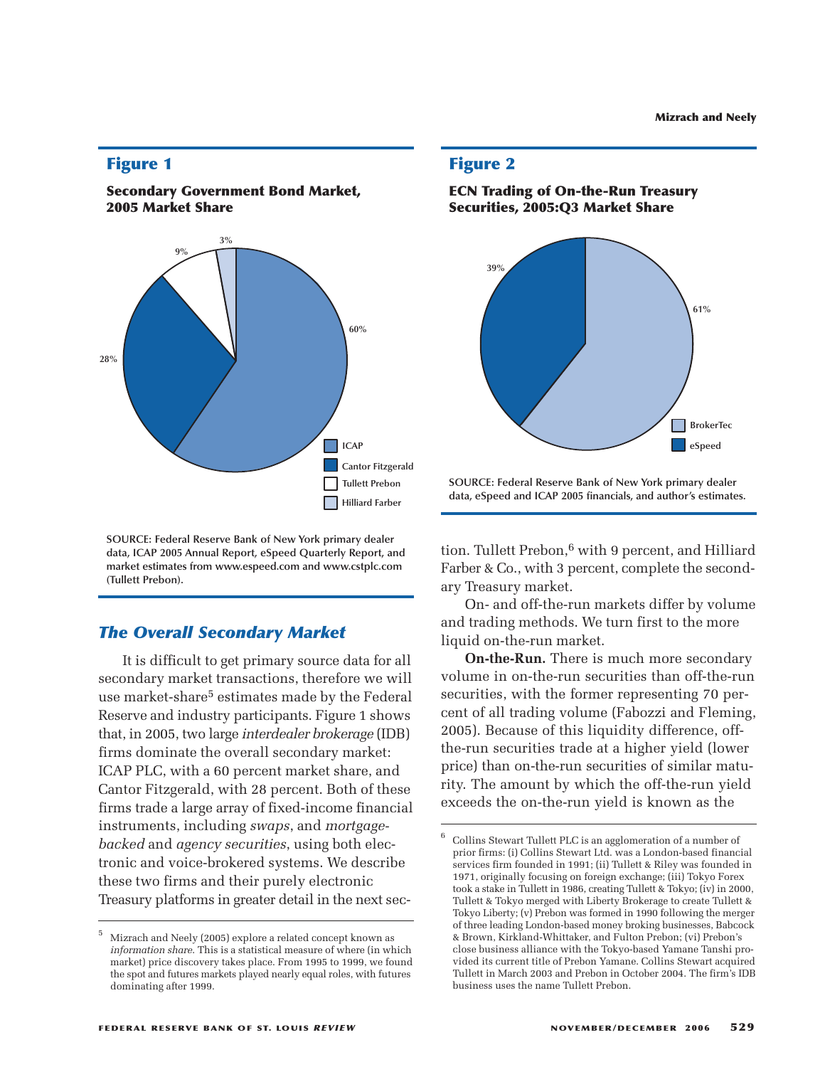## Figure 1

**Secondary Government Bond Market, 2005 Market Share**

| Firm | Market Share |
|---|---|
| ICAP | 60% |
| Cantor Fitzgerald | 28% |
| Tullett Prebon | 9% |
| Hilliard Farber | 3% |

SOURCE: Federal Reserve Bank of New York primary dealer data, ICAP 2005 Annual Report, eSpeed Quarterly Report, and market estimates from www.espeed.com and www.cstplc.com (Tullett Prebon).

## Figure 2

**ECN Trading of On-the-Run Treasury Securities, 2005:Q3 Market Share**

| Firm | Market Share |
|---|---|
| BrokerTec | 61% |
| eSpeed | 39% |

SOURCE: Federal Reserve Bank of New York primary dealer data, eSpeed and ICAP 2005 financials, and author's estimates.

## *The Overall Secondary Market*

It is difficult to get primary source data for all secondary market transactions, therefore we will use market-share[5] estimates made by the Federal Reserve and industry participants. Figure 1 shows that, in 2005, two large *interdealer brokerage* (IDB) firms dominate the overall secondary market: ICAP PLC, with a 60 percent market share, and Cantor Fitzgerald, with 28 percent. Both of these firms trade a large array of fixed-income financial instruments, including *swaps*, and *mortgage-backed* and *agency securities*, using both electronic and voice-brokered systems. We describe these two firms and their purely electronic Treasury platforms in greater detail in the next section. Tullett Prebon,[6] with 9 percent, and Hilliard Farber & Co., with 3 percent, complete the secondary Treasury market.

On- and off-the-run markets differ by volume and trading methods. We turn first to the more liquid on-the-run market.

**On-the-Run.** There is much more secondary volume in on-the-run securities than off-the-run securities, with the former representing 70 percent of all trading volume (Fabozzi and Fleming, 2005). Because of this liquidity difference, off-the-run securities trade at a higher yield (lower price) than on-the-run securities of similar maturity. The amount by which the off-the-run yield exceeds the on-the-run yield is known as the

---

[5] Mizrach and Neely (2005) explore a related concept known as *information share*. This is a statistical measure of where (in which market) price discovery takes place. From 1995 to 1999, we found the spot and futures markets played nearly equal roles, with futures dominating after 1999.

[6] Collins Stewart Tullett PLC is an agglomeration of a number of prior firms: (i) Collins Stewart Ltd. was a London-based financial services firm founded in 1991; (ii) Tullett & Riley was founded in 1971, originally focusing on foreign exchange; (iii) Tokyo Forex took a stake in Tullett in 1986, creating Tullett & Tokyo; (iv) in 2000, Tullett & Tokyo merged with Liberty Brokerage to create Tullett & Tokyo Liberty; (v) Prebon was formed in 1990 following the merger of three leading London-based money broking businesses, Babcock & Brown, Kirkland-Whittaker, and Fulton Prebon; (vi) Prebon's close business alliance with the Tokyo-based Yamane Tanshi provided its current title of Prebon Yamane. Collins Stewart acquired Tullett in March 2003 and Prebon in October 2004. The firm's IDB business uses the name Tullett Prebon.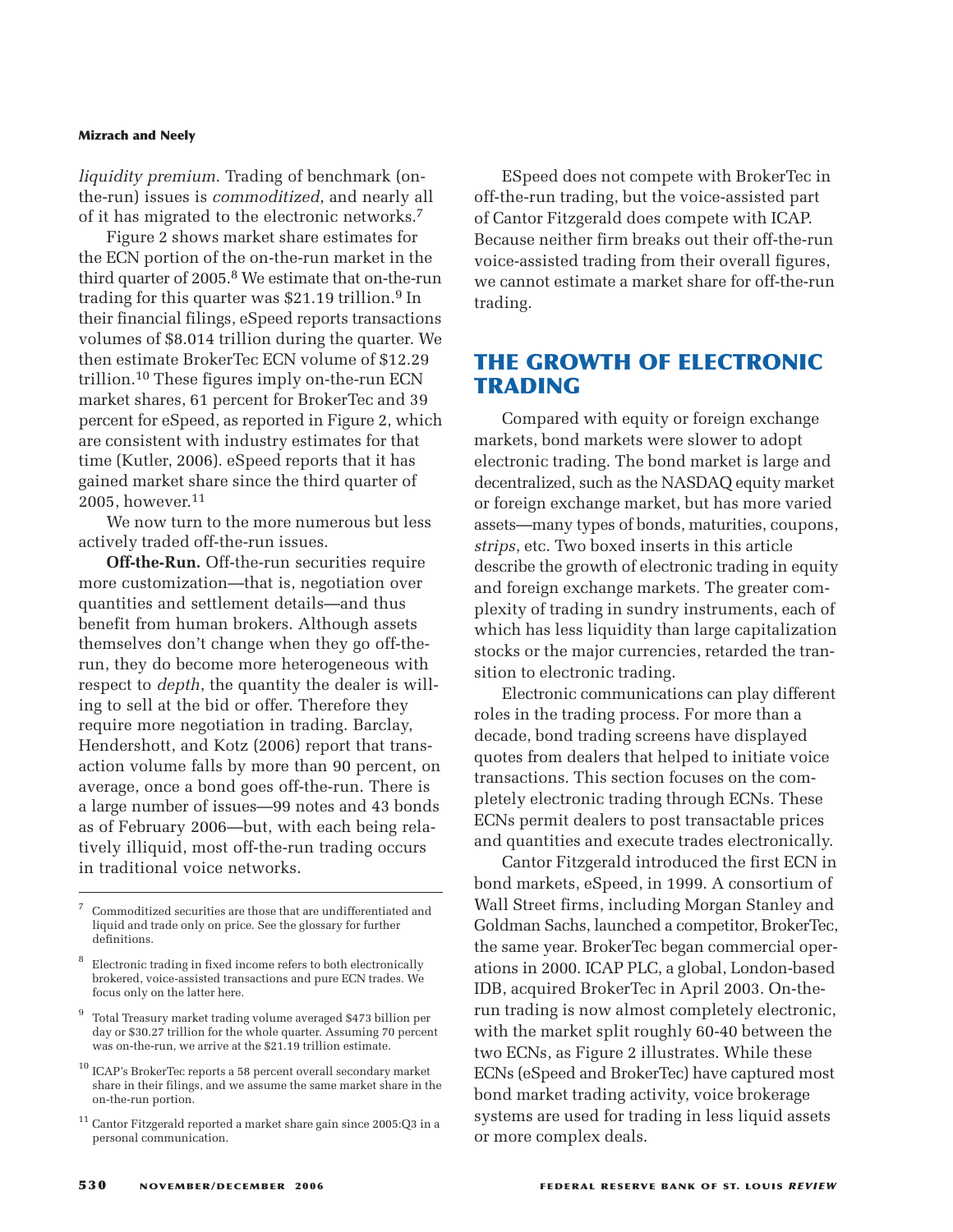*liquidity premium*. Trading of benchmark (on-the-run) issues is *commoditized*, and nearly all of it has migrated to the electronic networks.[7]

Figure 2 shows market share estimates for the ECN portion of the on-the-run market in the third quarter of 2005.[8] We estimate that on-the-run trading for this quarter was $21.19 trillion.[9] In their financial filings, eSpeed reports transactions volumes of $8.014 trillion during the quarter. We then estimate BrokerTec ECN volume of $12.29 trillion.[10] These figures imply on-the-run ECN market shares, 61 percent for BrokerTec and 39 percent for eSpeed, as reported in Figure 2, which are consistent with industry estimates for that time (Kutler, 2006). eSpeed reports that it has gained market share since the third quarter of 2005, however.[11]

We now turn to the more numerous but less actively traded off-the-run issues.

**Off-the-Run.** Off-the-run securities require more customization—that is, negotiation over quantities and settlement details—and thus benefit from human brokers. Although assets themselves don't change when they go off-the-run, they do become more heterogeneous with respect to *depth*, the quantity the dealer is willing to sell at the bid or offer. Therefore they require more negotiation in trading. Barclay, Hendershott, and Kotz (2006) report that transaction volume falls by more than 90 percent, on average, once a bond goes off-the-run. There is a large number of issues—99 notes and 43 bonds as of February 2006—but, with each being relatively illiquid, most off-the-run trading occurs in traditional voice networks.

ESpeed does not compete with BrokerTec in off-the-run trading, but the voice-assisted part of Cantor Fitzgerald does compete with ICAP. Because neither firm breaks out their off-the-run voice-assisted trading from their overall figures, we cannot estimate a market share for off-the-run trading.

## THE GROWTH OF ELECTRONIC TRADING

Compared with equity or foreign exchange markets, bond markets were slower to adopt electronic trading. The bond market is large and decentralized, such as the NASDAQ equity market or foreign exchange market, but has more varied assets—many types of bonds, maturities, coupons, *strips*, etc. Two boxed inserts in this article describe the growth of electronic trading in equity and foreign exchange markets. The greater complexity of trading in sundry instruments, each of which has less liquidity than large capitalization stocks or the major currencies, retarded the transition to electronic trading.

Electronic communications can play different roles in the trading process. For more than a decade, bond trading screens have displayed quotes from dealers that helped to initiate voice transactions. This section focuses on the completely electronic trading through ECNs. These ECNs permit dealers to post transactable prices and quantities and execute trades electronically.

Cantor Fitzgerald introduced the first ECN in bond markets, eSpeed, in 1999. A consortium of Wall Street firms, including Morgan Stanley and Goldman Sachs, launched a competitor, BrokerTec, the same year. BrokerTec began commercial operations in 2000. ICAP PLC, a global, London-based IDB, acquired BrokerTec in April 2003. On-the-run trading is now almost completely electronic, with the market split roughly 60-40 between the two ECNs, as Figure 2 illustrates. While these ECNs (eSpeed and BrokerTec) have captured most bond market trading activity, voice brokerage systems are used for trading in less liquid assets or more complex deals.

---

[7] Commoditized securities are those that are undifferentiated and liquid and trade only on price. See the glossary for further definitions.

[8] Electronic trading in fixed income refers to both electronically brokered, voice-assisted transactions and pure ECN trades. We focus only on the latter here.

[9] Total Treasury market trading volume averaged $473 billion per day or $30.27 trillion for the whole quarter. Assuming 70 percent was on-the-run, we arrive at the $21.19 trillion estimate.

[10] ICAP's BrokerTec reports a 58 percent overall secondary market share in their filings, and we assume the same market share in the on-the-run portion.

[11] Cantor Fitzgerald reported a market share gain since 2005:Q3 in a personal communication.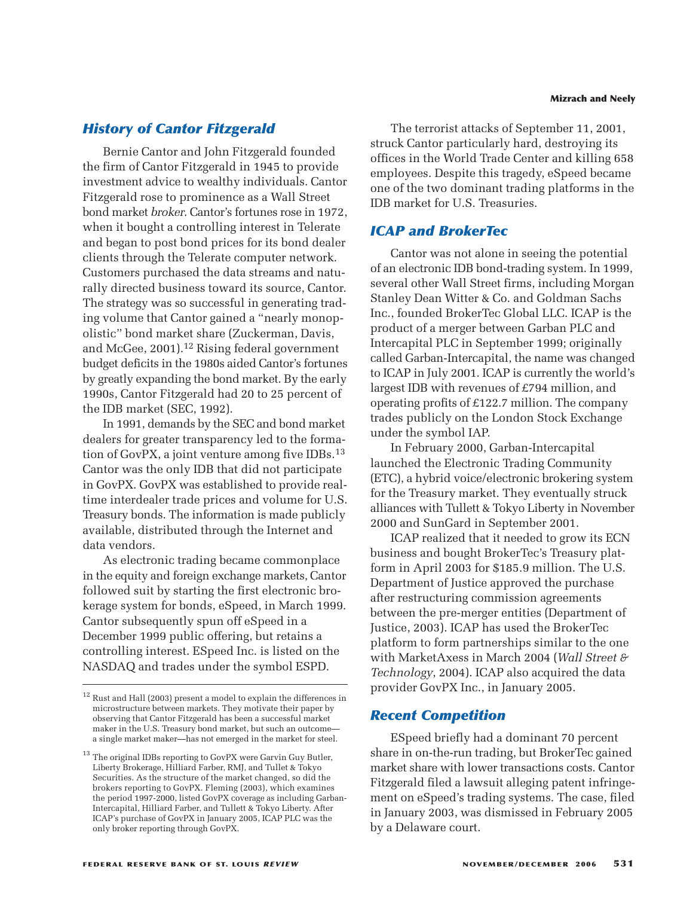## History of Cantor Fitzgerald

Bernie Cantor and John Fitzgerald founded the firm of Cantor Fitzgerald in 1945 to provide investment advice to wealthy individuals. Cantor Fitzgerald rose to prominence as a Wall Street bond market *broker*. Cantor's fortunes rose in 1972, when it bought a controlling interest in Telerate and began to post bond prices for its bond dealer clients through the Telerate computer network. Customers purchased the data streams and naturally directed business toward its source, Cantor. The strategy was so successful in generating trading volume that Cantor gained a "nearly monopolistic" bond market share (Zuckerman, Davis, and McGee, 2001).[12] Rising federal government budget deficits in the 1980s aided Cantor's fortunes by greatly expanding the bond market. By the early 1990s, Cantor Fitzgerald had 20 to 25 percent of the IDB market (SEC, 1992).

In 1991, demands by the SEC and bond market dealers for greater transparency led to the formation of GovPX, a joint venture among five IDBs.[13] Cantor was the only IDB that did not participate in GovPX. GovPX was established to provide real-time interdealer trade prices and volume for U.S. Treasury bonds. The information is made publicly available, distributed through the Internet and data vendors.

As electronic trading became commonplace in the equity and foreign exchange markets, Cantor followed suit by starting the first electronic brokerage system for bonds, eSpeed, in March 1999. Cantor subsequently spun off eSpeed in a December 1999 public offering, but retains a controlling interest. ESpeed Inc. is listed on the NASDAQ and trades under the symbol ESPD.

The terrorist attacks of September 11, 2001, struck Cantor particularly hard, destroying its offices in the World Trade Center and killing 658 employees. Despite this tragedy, eSpeed became one of the two dominant trading platforms in the IDB market for U.S. Treasuries.

## ICAP and BrokerTec

Cantor was not alone in seeing the potential of an electronic IDB bond-trading system. In 1999, several other Wall Street firms, including Morgan Stanley Dean Witter & Co. and Goldman Sachs Inc., founded BrokerTec Global LLC. ICAP is the product of a merger between Garban PLC and Intercapital PLC in September 1999; originally called Garban-Intercapital, the name was changed to ICAP in July 2001. ICAP is currently the world's largest IDB with revenues of £794 million, and operating profits of £122.7 million. The company trades publicly on the London Stock Exchange under the symbol IAP.

In February 2000, Garban-Intercapital launched the Electronic Trading Community (ETC), a hybrid voice/electronic brokering system for the Treasury market. They eventually struck alliances with Tullett & Tokyo Liberty in November 2000 and SunGard in September 2001.

ICAP realized that it needed to grow its ECN business and bought BrokerTec's Treasury platform in April 2003 for $185.9 million. The U.S. Department of Justice approved the purchase after restructuring commission agreements between the pre-merger entities (Department of Justice, 2003). ICAP has used the BrokerTec platform to form partnerships similar to the one with MarketAxess in March 2004 (*Wall Street & Technology*, 2004). ICAP also acquired the data provider GovPX Inc., in January 2005.

## Recent Competition

ESpeed briefly had a dominant 70 percent share in on-the-run trading, but BrokerTec gained market share with lower transactions costs. Cantor Fitzgerald filed a lawsuit alleging patent infringement on eSpeed's trading systems. The case, filed in January 2003, was dismissed in February 2005 by a Delaware court.

---

[12] Rust and Hall (2003) present a model to explain the differences in microstructure between markets. They motivate their paper by observing that Cantor Fitzgerald has been a successful market maker in the U.S. Treasury bond market, but such an outcome—a single market maker—has not emerged in the market for steel.

[13] The original IDBs reporting to GovPX were Garvin Guy Butler, Liberty Brokerage, Hilliard Farber, RMJ, and Tullet & Tokyo Securities. As the structure of the market changed, so did the brokers reporting to GovPX. Fleming (2003), which examines the period 1997-2000, listed GovPX coverage as including Garban-Intercapital, Hilliard Farber, and Tullett & Tokyo Liberty. After ICAP's purchase of GovPX in January 2005, ICAP PLC was the only broker reporting through GovPX.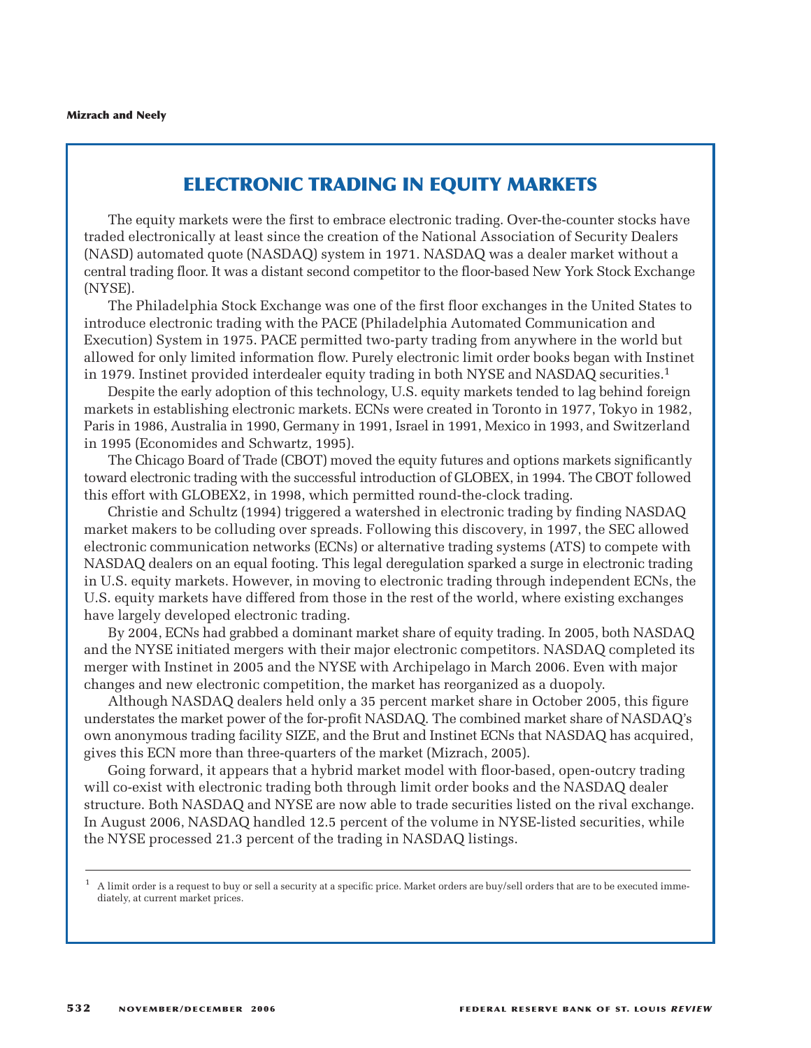## ELECTRONIC TRADING IN EQUITY MARKETS

The equity markets were the first to embrace electronic trading. Over-the-counter stocks have traded electronically at least since the creation of the National Association of Security Dealers (NASD) automated quote (NASDAQ) system in 1971. NASDAQ was a dealer market without a central trading floor. It was a distant second competitor to the floor-based New York Stock Exchange (NYSE).

The Philadelphia Stock Exchange was one of the first floor exchanges in the United States to introduce electronic trading with the PACE (Philadelphia Automated Communication and Execution) System in 1975. PACE permitted two-party trading from anywhere in the world but allowed for only limited information flow. Purely electronic limit order books began with Instinet in 1979. Instinet provided interdealer equity trading in both NYSE and NASDAQ securities.[1]

Despite the early adoption of this technology, U.S. equity markets tended to lag behind foreign markets in establishing electronic markets. ECNs were created in Toronto in 1977, Tokyo in 1982, Paris in 1986, Australia in 1990, Germany in 1991, Israel in 1991, Mexico in 1993, and Switzerland in 1995 (Economides and Schwartz, 1995).

The Chicago Board of Trade (CBOT) moved the equity futures and options markets significantly toward electronic trading with the successful introduction of GLOBEX, in 1994. The CBOT followed this effort with GLOBEX2, in 1998, which permitted round-the-clock trading.

Christie and Schultz (1994) triggered a watershed in electronic trading by finding NASDAQ market makers to be colluding over spreads. Following this discovery, in 1997, the SEC allowed electronic communication networks (ECNs) or alternative trading systems (ATS) to compete with NASDAQ dealers on an equal footing. This legal deregulation sparked a surge in electronic trading in U.S. equity markets. However, in moving to electronic trading through independent ECNs, the U.S. equity markets have differed from those in the rest of the world, where existing exchanges have largely developed electronic trading.

By 2004, ECNs had grabbed a dominant market share of equity trading. In 2005, both NASDAQ and the NYSE initiated mergers with their major electronic competitors. NASDAQ completed its merger with Instinet in 2005 and the NYSE with Archipelago in March 2006. Even with major changes and new electronic competition, the market has reorganized as a duopoly.

Although NASDAQ dealers held only a 35 percent market share in October 2005, this figure understates the market power of the for-profit NASDAQ. The combined market share of NASDAQ's own anonymous trading facility SIZE, and the Brut and Instinet ECNs that NASDAQ has acquired, gives this ECN more than three-quarters of the market (Mizrach, 2005).

Going forward, it appears that a hybrid market model with floor-based, open-outcry trading will co-exist with electronic trading both through limit order books and the NASDAQ dealer structure. Both NASDAQ and NYSE are now able to trade securities listed on the rival exchange. In August 2006, NASDAQ handled 12.5 percent of the volume in NYSE-listed securities, while the NYSE processed 21.3 percent of the trading in NASDAQ listings.

---

[1] A limit order is a request to buy or sell a security at a specific price. Market orders are buy/sell orders that are to be executed immediately, at current market prices.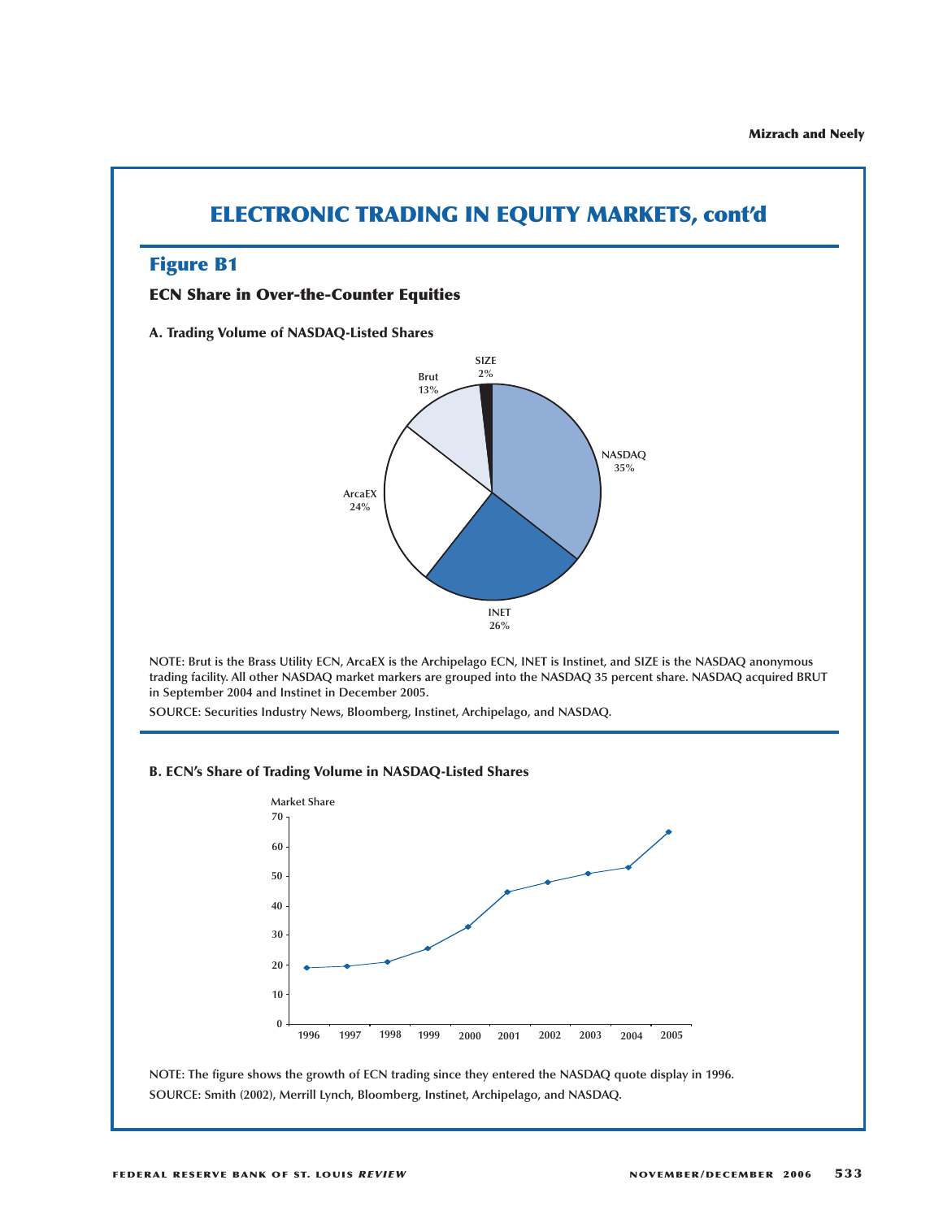## ELECTRONIC TRADING IN EQUITY MARKETS, cont'd

### Figure B1

**ECN Share in Over-the-Counter Equities**

**A. Trading Volume of NASDAQ-Listed Shares**

NOTE: Brut is the Brass Utility ECN, ArcaEX is the Archipelago ECN, INET is Instinet, and SIZE is the NASDAQ anonymous trading facility. All other NASDAQ market markers are grouped into the NASDAQ 35 percent share. NASDAQ acquired BRUT in September 2004 and Instinet in December 2005.

SOURCE: Securities Industry News, Bloomberg, Instinet, Archipelago, and NASDAQ.

**B. ECN's Share of Trading Volume in NASDAQ-Listed Shares**

NOTE: The figure shows the growth of ECN trading since they entered the NASDAQ quote display in 1996.

SOURCE: Smith (2002), Merrill Lynch, Bloomberg, Instinet, Archipelago, and NASDAQ.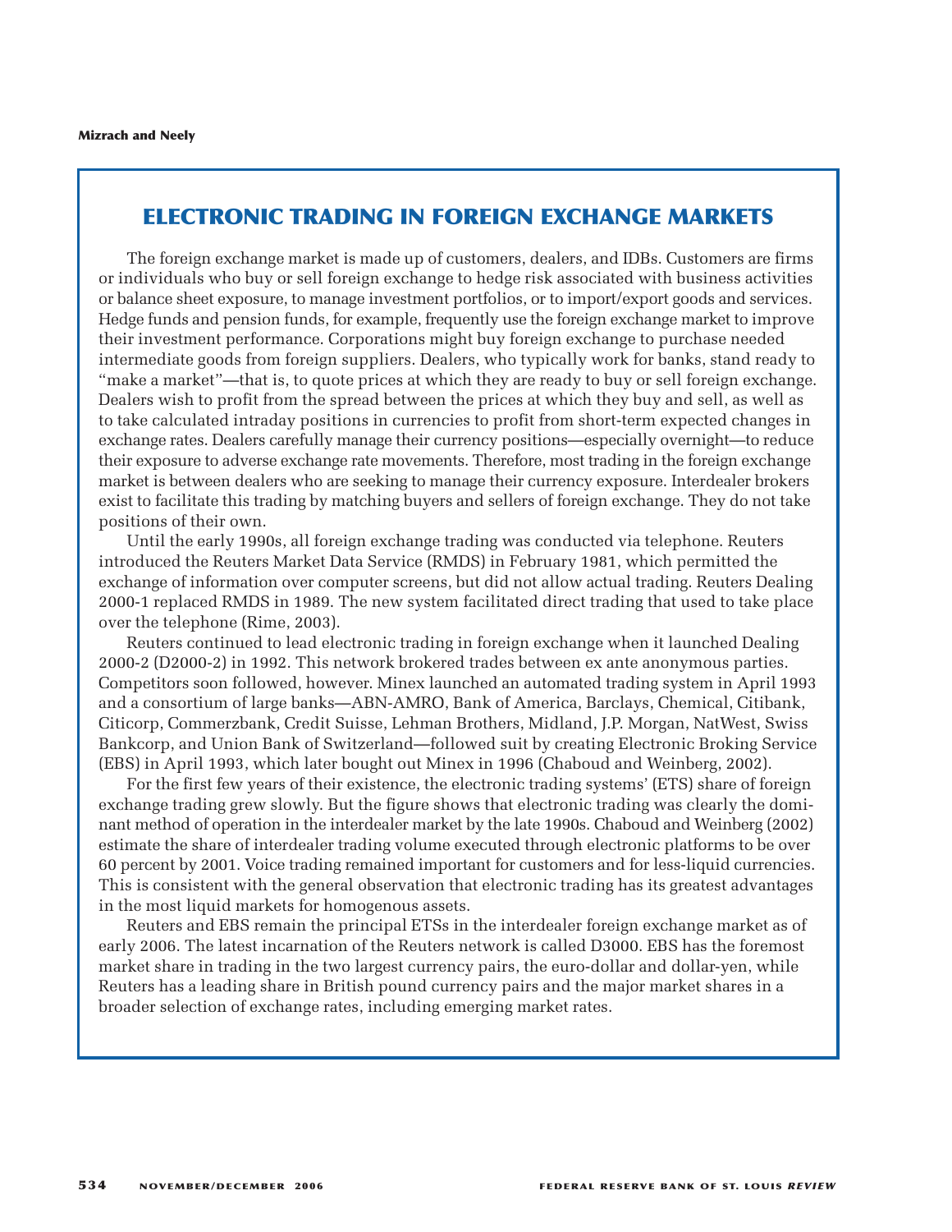## ELECTRONIC TRADING IN FOREIGN EXCHANGE MARKETS

The foreign exchange market is made up of customers, dealers, and IDBs. Customers are firms or individuals who buy or sell foreign exchange to hedge risk associated with business activities or balance sheet exposure, to manage investment portfolios, or to import/export goods and services. Hedge funds and pension funds, for example, frequently use the foreign exchange market to improve their investment performance. Corporations might buy foreign exchange to purchase needed intermediate goods from foreign suppliers. Dealers, who typically work for banks, stand ready to "make a market"—that is, to quote prices at which they are ready to buy or sell foreign exchange. Dealers wish to profit from the spread between the prices at which they buy and sell, as well as to take calculated intraday positions in currencies to profit from short-term expected changes in exchange rates. Dealers carefully manage their currency positions—especially overnight—to reduce their exposure to adverse exchange rate movements. Therefore, most trading in the foreign exchange market is between dealers who are seeking to manage their currency exposure. Interdealer brokers exist to facilitate this trading by matching buyers and sellers of foreign exchange. They do not take positions of their own.

Until the early 1990s, all foreign exchange trading was conducted via telephone. Reuters introduced the Reuters Market Data Service (RMDS) in February 1981, which permitted the exchange of information over computer screens, but did not allow actual trading. Reuters Dealing 2000-1 replaced RMDS in 1989. The new system facilitated direct trading that used to take place over the telephone (Rime, 2003).

Reuters continued to lead electronic trading in foreign exchange when it launched Dealing 2000-2 (D2000-2) in 1992. This network brokered trades between ex ante anonymous parties. Competitors soon followed, however. Minex launched an automated trading system in April 1993 and a consortium of large banks—ABN-AMRO, Bank of America, Barclays, Chemical, Citibank, Citicorp, Commerzbank, Credit Suisse, Lehman Brothers, Midland, J.P. Morgan, NatWest, Swiss Bankcorp, and Union Bank of Switzerland—followed suit by creating Electronic Broking Service (EBS) in April 1993, which later bought out Minex in 1996 (Chaboud and Weinberg, 2002).

For the first few years of their existence, the electronic trading systems' (ETS) share of foreign exchange trading grew slowly. But the figure shows that electronic trading was clearly the dominant method of operation in the interdealer market by the late 1990s. Chaboud and Weinberg (2002) estimate the share of interdealer trading volume executed through electronic platforms to be over 60 percent by 2001. Voice trading remained important for customers and for less-liquid currencies. This is consistent with the general observation that electronic trading has its greatest advantages in the most liquid markets for homogenous assets.

Reuters and EBS remain the principal ETSs in the interdealer foreign exchange market as of early 2006. The latest incarnation of the Reuters network is called D3000. EBS has the foremost market share in trading in the two largest currency pairs, the euro-dollar and dollar-yen, while Reuters has a leading share in British pound currency pairs and the major market shares in a broader selection of exchange rates, including emerging market rates.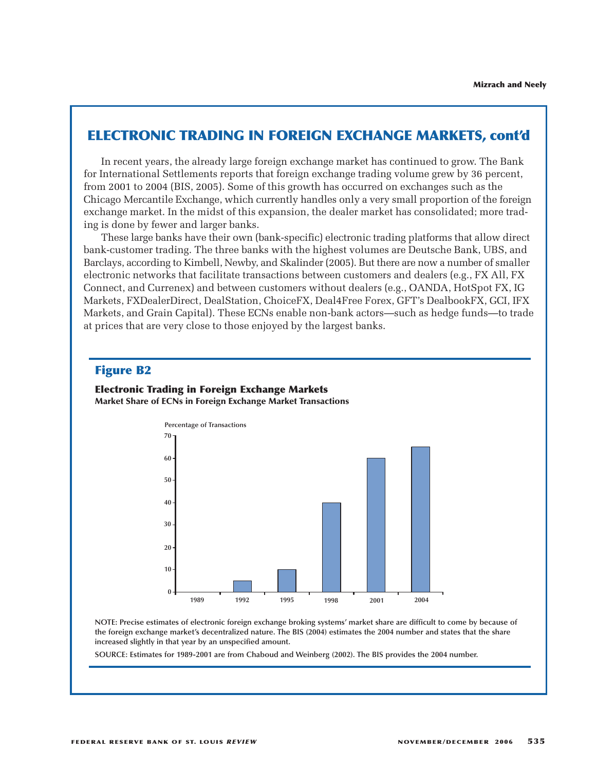## ELECTRONIC TRADING IN FOREIGN EXCHANGE MARKETS, cont'd

In recent years, the already large foreign exchange market has continued to grow. The Bank for International Settlements reports that foreign exchange trading volume grew by 36 percent, from 2001 to 2004 (BIS, 2005). Some of this growth has occurred on exchanges such as the Chicago Mercantile Exchange, which currently handles only a very small proportion of the foreign exchange market. In the midst of this expansion, the dealer market has consolidated; more trading is done by fewer and larger banks.

These large banks have their own (bank-specific) electronic trading platforms that allow direct bank-customer trading. The three banks with the highest volumes are Deutsche Bank, UBS, and Barclays, according to Kimbell, Newby, and Skalinder (2005). But there are now a number of smaller electronic networks that facilitate transactions between customers and dealers (e.g., FX All, FX Connect, and Currenex) and between customers without dealers (e.g., OANDA, HotSpot FX, IG Markets, FXDealerDirect, DealStation, ChoiceFX, Deal4Free Forex, GFT's DealbookFX, GCI, IFX Markets, and Grain Capital). These ECNs enable non-bank actors—such as hedge funds—to trade at prices that are very close to those enjoyed by the largest banks.

### Figure B2

**Electronic Trading in Foreign Exchange Markets**
**Market Share of ECNs in Foreign Exchange Market Transactions**

Percentage of Transactions

| Year | Percentage of Transactions |
|---|---|
| 1989 | 0 |
| 1992 | 5 |
| 1995 | 10 |
| 1998 | 40 |
| 2001 | 60 |
| 2004 | 65 |

NOTE: Precise estimates of electronic foreign exchange broking systems' market share are difficult to come by because of the foreign exchange market's decentralized nature. The BIS (2004) estimates the 2004 number and states that the share increased slightly in that year by an unspecified amount.

SOURCE: Estimates for 1989-2001 are from Chaboud and Weinberg (2002). The BIS provides the 2004 number.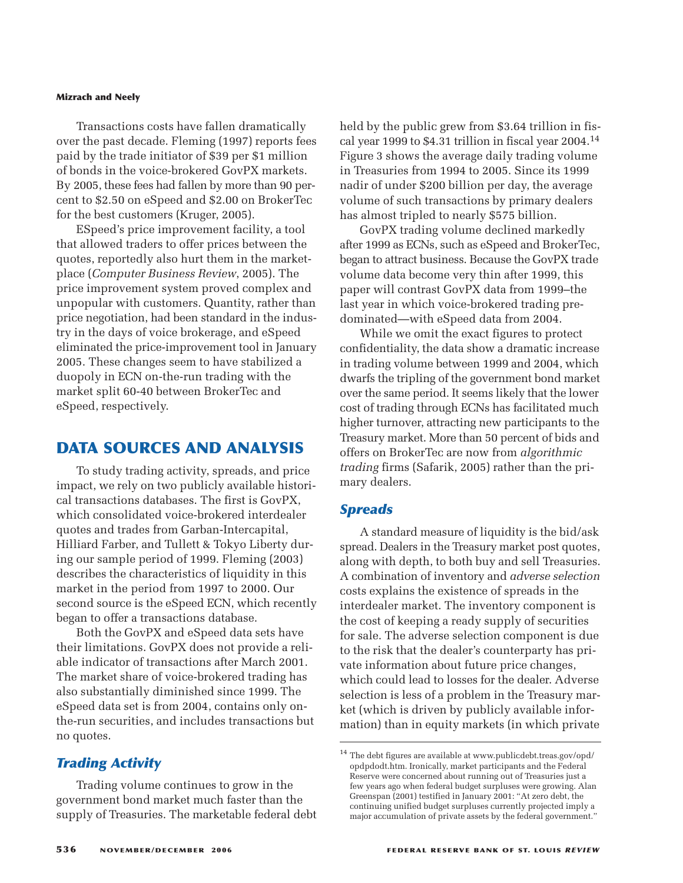Transactions costs have fallen dramatically over the past decade. Fleming (1997) reports fees paid by the trade initiator of $39 per $1 million of bonds in the voice-brokered GovPX markets. By 2005, these fees had fallen by more than 90 percent to $2.50 on eSpeed and $2.00 on BrokerTec for the best customers (Kruger, 2005).

ESpeed's price improvement facility, a tool that allowed traders to offer prices between the quotes, reportedly also hurt them in the marketplace (*Computer Business Review*, 2005). The price improvement system proved complex and unpopular with customers. Quantity, rather than price negotiation, had been standard in the industry in the days of voice brokerage, and eSpeed eliminated the price-improvement tool in January 2005. These changes seem to have stabilized a duopoly in ECN on-the-run trading with the market split 60-40 between BrokerTec and eSpeed, respectively.

## DATA SOURCES AND ANALYSIS

To study trading activity, spreads, and price impact, we rely on two publicly available historical transactions databases. The first is GovPX, which consolidated voice-brokered interdealer quotes and trades from Garban-Intercapital, Hilliard Farber, and Tullett & Tokyo Liberty during our sample period of 1999. Fleming (2003) describes the characteristics of liquidity in this market in the period from 1997 to 2000. Our second source is the eSpeed ECN, which recently began to offer a transactions database.

Both the GovPX and eSpeed data sets have their limitations. GovPX does not provide a reliable indicator of transactions after March 2001. The market share of voice-brokered trading has also substantially diminished since 1999. The eSpeed data set is from 2004, contains only on-the-run securities, and includes transactions but no quotes.

### *Trading Activity*

Trading volume continues to grow in the government bond market much faster than the supply of Treasuries. The marketable federal debt held by the public grew from $3.64 trillion in fiscal year 1999 to $4.31 trillion in fiscal year 2004.[14] Figure 3 shows the average daily trading volume in Treasuries from 1994 to 2005. Since its 1999 nadir of under $200 billion per day, the average volume of such transactions by primary dealers has almost tripled to nearly $575 billion.

GovPX trading volume declined markedly after 1999 as ECNs, such as eSpeed and BrokerTec, began to attract business. Because the GovPX trade volume data become very thin after 1999, this paper will contrast GovPX data from 1999—the last year in which voice-brokered trading predominated—with eSpeed data from 2004.

While we omit the exact figures to protect confidentiality, the data show a dramatic increase in trading volume between 1999 and 2004, which dwarfs the tripling of the government bond market over the same period. It seems likely that the lower cost of trading through ECNs has facilitated much higher turnover, attracting new participants to the Treasury market. More than 50 percent of bids and offers on BrokerTec are now from *algorithmic trading* firms (Safarik, 2005) rather than the primary dealers.

### *Spreads*

A standard measure of liquidity is the bid/ask spread. Dealers in the Treasury market post quotes, along with depth, to both buy and sell Treasuries. A combination of inventory and *adverse selection* costs explains the existence of spreads in the interdealer market. The inventory component is the cost of keeping a ready supply of securities for sale. The adverse selection component is due to the risk that the dealer's counterparty has private information about future price changes, which could lead to losses for the dealer. Adverse selection is less of a problem in the Treasury market (which is driven by publicly available information) than in equity markets (in which private

---

[14] The debt figures are available at www.publicdebt.treas.gov/opd/opdpdodt.htm. Ironically, market participants and the Federal Reserve were concerned about running out of Treasuries just a few years ago when federal budget surpluses were growing. Alan Greenspan (2001) testified in January 2001: "At zero debt, the continuing unified budget surpluses currently projected imply a major accumulation of private assets by the federal government."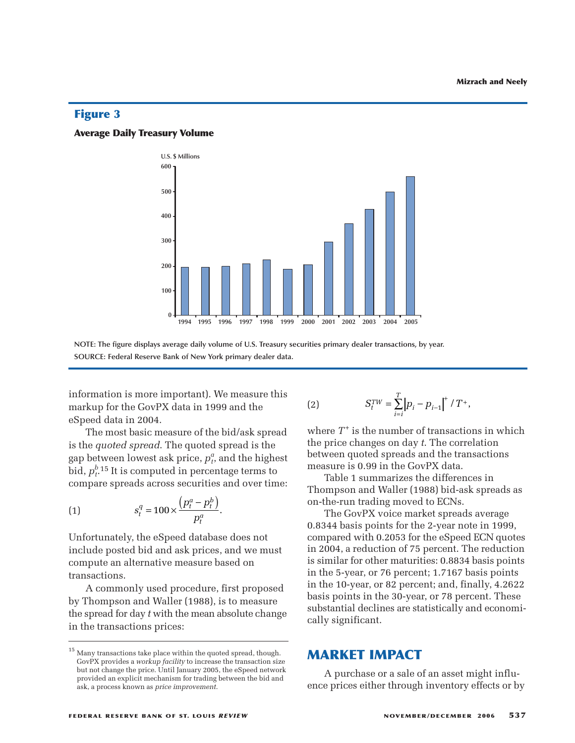## Figure 3

**Average Daily Treasury Volume**

NOTE: The figure displays average daily volume of U.S. Treasury securities primary dealer transactions, by year.
SOURCE: Federal Reserve Bank of New York primary dealer data.

information is more important). We measure this markup for the GovPX data in 1999 and the eSpeed data in 2004.

The most basic measure of the bid/ask spread is the *quoted spread*. The quoted spread is the gap between lowest ask price, $p_t^a$, and the highest bid, $p_t^b$.[15] It is computed in percentage terms to compare spreads across securities and over time:

$$s_t^q = 100 \times \frac{\left(p_t^a - p_t^b\right)}{p_t^a}. \tag{1}$$

Unfortunately, the eSpeed database does not include posted bid and ask prices, and we must compute an alternative measure based on transactions.

A commonly used procedure, first proposed by Thompson and Waller (1988), is to measure the spread for day $t$ with the mean absolute change in the transactions prices:

$$S_t^{TW} = \sum_{i=i}^{T} \left| p_i - p_{i-1} \right|^+ / T^+, \tag{2}$$

where $T^+$ is the number of transactions in which the price changes on day $t$. The correlation between quoted spreads and the transactions measure is 0.99 in the GovPX data.

Table 1 summarizes the differences in Thompson and Waller (1988) bid-ask spreads as on-the-run trading moved to ECNs.

The GovPX voice market spreads average 0.8344 basis points for the 2-year note in 1999, compared with 0.2053 for the eSpeed ECN quotes in 2004, a reduction of 75 percent. The reduction is similar for other maturities: 0.8834 basis points in the 5-year, or 76 percent; 1.7167 basis points in the 10-year, or 82 percent; and, finally, 4.2622 basis points in the 30-year, or 78 percent. These substantial declines are statistically and economically significant.

## MARKET IMPACT

A purchase or a sale of an asset might influence prices either through inventory effects or by

[15] Many transactions take place within the quoted spread, though. GovPX provides a *workup facility* to increase the transaction size but not change the price. Until January 2005, the eSpeed network provided an explicit mechanism for trading between the bid and ask, a process known as *price improvement*.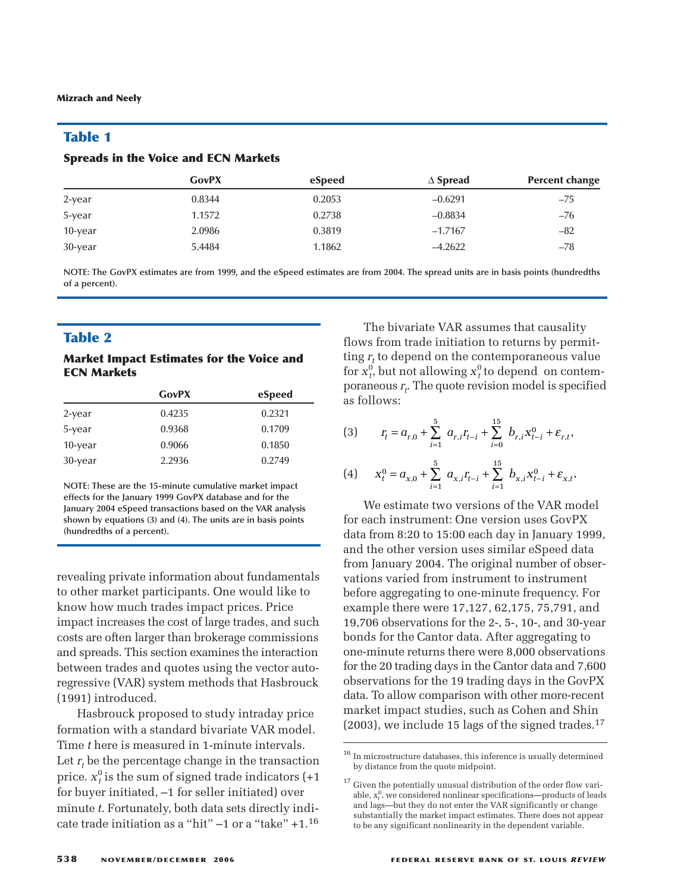## Table 1

**Spreads in the Voice and ECN Markets**

| | GovPX | eSpeed | Δ Spread | Percent change |
|---|---|---|---|---|
| 2-year | 0.8344 | 0.2053 | –0.6291 | –75 |
| 5-year | 1.1572 | 0.2738 | –0.8834 | –76 |
| 10-year | 2.0986 | 0.3819 | –1.7167 | –82 |
| 30-year | 5.4484 | 1.1862 | –4.2622 | –78 |

NOTE: The GovPX estimates are from 1999, and the eSpeed estimates are from 2004. The spread units are in basis points (hundredths of a percent).

## Table 2

**Market Impact Estimates for the Voice and ECN Markets**

| | GovPX | eSpeed |
|---|---|---|
| 2-year | 0.4235 | 0.2321 |
| 5-year | 0.9368 | 0.1709 |
| 10-year | 0.9066 | 0.1850 |
| 30-year | 2.2936 | 0.2749 |

NOTE: These are the 15-minute cumulative market impact effects for the January 1999 GovPX database and for the January 2004 eSpeed transactions based on the VAR analysis shown by equations (3) and (4). The units are in basis points (hundredths of a percent).

revealing private information about fundamentals to other market participants. One would like to know how much trades impact prices. Price impact increases the cost of large trades, and such costs are often larger than brokerage commissions and spreads. This section examines the interaction between trades and quotes using the vector autoregressive (VAR) system methods that Hasbrouck (1991) introduced.

Hasbrouck proposed to study intraday price formation with a standard bivariate VAR model. Time $t$ here is measured in 1-minute intervals. Let $r_t$ be the percentage change in the transaction price. $x_t^0$ is the sum of signed trade indicators (+1 for buyer initiated, –1 for seller initiated) over minute $t$. Fortunately, both data sets directly indicate trade initiation as a "hit" –1 or a "take" +1.[16]

The bivariate VAR assumes that causality flows from trade initiation to returns by permitting $r_t$ to depend on the contemporaneous value for $x_t^0$, but not allowing $x_t^0$ to depend on contemporaneous $r_t$. The quote revision model is specified as follows:

$$(3) \qquad r_t = a_{r,0} + \sum_{i=1}^{5} a_{r,i} r_{t-i} + \sum_{i=0}^{15} b_{r,i} x_{t-i}^0 + \varepsilon_{r,t},$$

$$(4) \qquad x_t^0 = a_{x,0} + \sum_{i=1}^{5} a_{x,i} r_{t-i} + \sum_{i=1}^{15} b_{x,i} x_{t-i}^0 + \varepsilon_{x,t}.$$

We estimate two versions of the VAR model for each instrument: One version uses GovPX data from 8:20 to 15:00 each day in January 1999, and the other version uses similar eSpeed data from January 2004. The original number of observations varied from instrument to instrument before aggregating to one-minute frequency. For example there were 17,127, 62,175, 75,791, and 19,706 observations for the 2-, 5-, 10-, and 30-year bonds for the Cantor data. After aggregating to one-minute returns there were 8,000 observations for the 20 trading days in the Cantor data and 7,600 observations for the 19 trading days in the GovPX data. To allow comparison with other more-recent market impact studies, such as Cohen and Shin (2003), we include 15 lags of the signed trades.[17]

---

[16] In microstructure databases, this inference is usually determined by distance from the quote midpoint.

[17] Given the potentially unusual distribution of the order flow variable, $x_t^0$, we considered nonlinear specifications—products of leads and lags—but they do not enter the VAR significantly or change substantially the market impact estimates. There does not appear to be any significant nonlinearity in the dependent variable.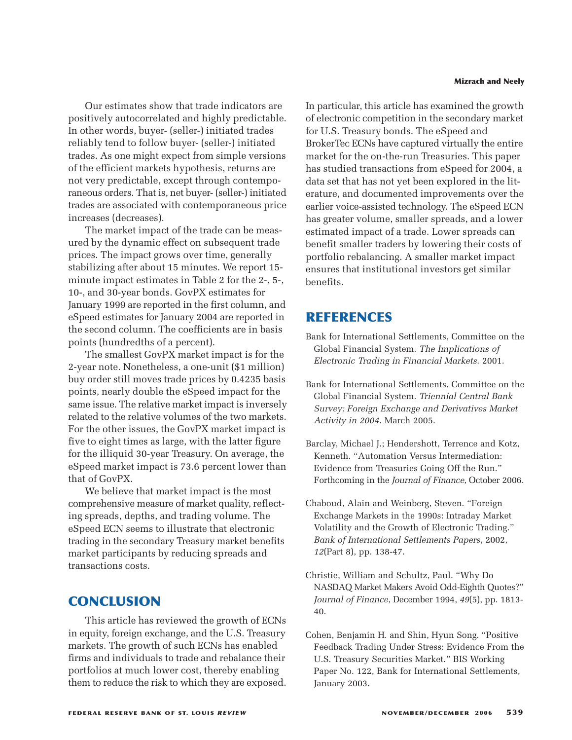Our estimates show that trade indicators are positively autocorrelated and highly predictable. In other words, buyer- (seller-) initiated trades reliably tend to follow buyer- (seller-) initiated trades. As one might expect from simple versions of the efficient markets hypothesis, returns are not very predictable, except through contemporaneous orders. That is, net buyer- (seller-) initiated trades are associated with contemporaneous price increases (decreases).

The market impact of the trade can be measured by the dynamic effect on subsequent trade prices. The impact grows over time, generally stabilizing after about 15 minutes. We report 15-minute impact estimates in Table 2 for the 2-, 5-, 10-, and 30-year bonds. GovPX estimates for January 1999 are reported in the first column, and eSpeed estimates for January 2004 are reported in the second column. The coefficients are in basis points (hundredths of a percent).

The smallest GovPX market impact is for the 2-year note. Nonetheless, a one-unit ($1 million) buy order still moves trade prices by 0.4235 basis points, nearly double the eSpeed impact for the same issue. The relative market impact is inversely related to the relative volumes of the two markets. For the other issues, the GovPX market impact is five to eight times as large, with the latter figure for the illiquid 30-year Treasury. On average, the eSpeed market impact is 73.6 percent lower than that of GovPX.

We believe that market impact is the most comprehensive measure of market quality, reflecting spreads, depths, and trading volume. The eSpeed ECN seems to illustrate that electronic trading in the secondary Treasury market benefits market participants by reducing spreads and transactions costs.

## CONCLUSION

This article has reviewed the growth of ECNs in equity, foreign exchange, and the U.S. Treasury markets. The growth of such ECNs has enabled firms and individuals to trade and rebalance their portfolios at much lower cost, thereby enabling them to reduce the risk to which they are exposed. In particular, this article has examined the growth of electronic competition in the secondary market for U.S. Treasury bonds. The eSpeed and BrokerTec ECNs have captured virtually the entire market for the on-the-run Treasuries. This paper has studied transactions from eSpeed for 2004, a data set that has not yet been explored in the literature, and documented improvements over the earlier voice-assisted technology. The eSpeed ECN has greater volume, smaller spreads, and a lower estimated impact of a trade. Lower spreads can benefit smaller traders by lowering their costs of portfolio rebalancing. A smaller market impact ensures that institutional investors get similar benefits.

## REFERENCES

Bank for International Settlements, Committee on the Global Financial System. *The Implications of Electronic Trading in Financial Markets*. 2001.

Bank for International Settlements, Committee on the Global Financial System. *Triennial Central Bank Survey: Foreign Exchange and Derivatives Market Activity in 2004*. March 2005.

Barclay, Michael J.; Hendershott, Terrence and Kotz, Kenneth. "Automation Versus Intermediation: Evidence from Treasuries Going Off the Run." Forthcoming in the *Journal of Finance*, October 2006.

Chaboud, Alain and Weinberg, Steven. "Foreign Exchange Markets in the 1990s: Intraday Market Volatility and the Growth of Electronic Trading." *Bank of International Settlements Papers*, 2002, *12*(Part 8), pp. 138-47.

Christie, William and Schultz, Paul. "Why Do NASDAQ Market Makers Avoid Odd-Eighth Quotes?" *Journal of Finance*, December 1994, *49*(5), pp. 1813-40.

Cohen, Benjamin H. and Shin, Hyun Song. "Positive Feedback Trading Under Stress: Evidence From the U.S. Treasury Securities Market." BIS Working Paper No. 122, Bank for International Settlements, January 2003.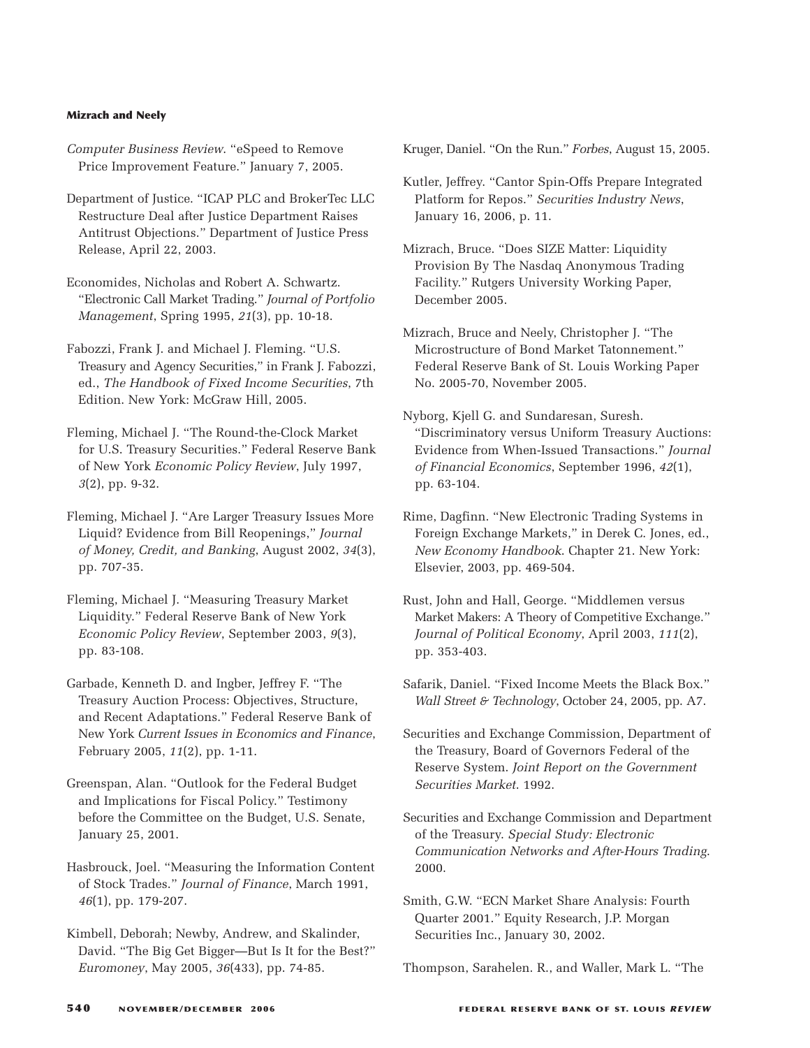*Computer Business Review*. "eSpeed to Remove Price Improvement Feature." January 7, 2005.

Department of Justice. "ICAP PLC and BrokerTec LLC Restructure Deal after Justice Department Raises Antitrust Objections." Department of Justice Press Release, April 22, 2003.

Economides, Nicholas and Robert A. Schwartz. "Electronic Call Market Trading." *Journal of Portfolio Management*, Spring 1995, *21*(3), pp. 10-18.

Fabozzi, Frank J. and Michael J. Fleming. "U.S. Treasury and Agency Securities," in Frank J. Fabozzi, ed., *The Handbook of Fixed Income Securities*, 7th Edition. New York: McGraw Hill, 2005.

Fleming, Michael J. "The Round-the-Clock Market for U.S. Treasury Securities." Federal Reserve Bank of New York *Economic Policy Review*, July 1997, *3*(2), pp. 9-32.

Fleming, Michael J. "Are Larger Treasury Issues More Liquid? Evidence from Bill Reopenings," *Journal of Money, Credit, and Banking*, August 2002, *34*(3), pp. 707-35.

Fleming, Michael J. "Measuring Treasury Market Liquidity." Federal Reserve Bank of New York *Economic Policy Review*, September 2003, *9*(3), pp. 83-108.

Garbade, Kenneth D. and Ingber, Jeffrey F. "The Treasury Auction Process: Objectives, Structure, and Recent Adaptations." Federal Reserve Bank of New York *Current Issues in Economics and Finance*, February 2005, *11*(2), pp. 1-11.

Greenspan, Alan. "Outlook for the Federal Budget and Implications for Fiscal Policy." Testimony before the Committee on the Budget, U.S. Senate, January 25, 2001.

Hasbrouck, Joel. "Measuring the Information Content of Stock Trades." *Journal of Finance*, March 1991, *46*(1), pp. 179-207.

Kimbell, Deborah; Newby, Andrew, and Skalinder, David. "The Big Get Bigger—But Is It for the Best?" *Euromoney*, May 2005, *36*(433), pp. 74-85.

Kruger, Daniel. "On the Run." *Forbes*, August 15, 2005.

Kutler, Jeffrey. "Cantor Spin-Offs Prepare Integrated Platform for Repos." *Securities Industry News*, January 16, 2006, p. 11.

Mizrach, Bruce. "Does SIZE Matter: Liquidity Provision By The Nasdaq Anonymous Trading Facility." Rutgers University Working Paper, December 2005.

Mizrach, Bruce and Neely, Christopher J. "The Microstructure of Bond Market Tatonnement." Federal Reserve Bank of St. Louis Working Paper No. 2005-70, November 2005.

Nyborg, Kjell G. and Sundaresan, Suresh. "Discriminatory versus Uniform Treasury Auctions: Evidence from When-Issued Transactions." *Journal of Financial Economics*, September 1996, *42*(1), pp. 63-104.

Rime, Dagfinn. "New Electronic Trading Systems in Foreign Exchange Markets," in Derek C. Jones, ed., *New Economy Handbook*. Chapter 21. New York: Elsevier, 2003, pp. 469-504.

Rust, John and Hall, George. "Middlemen versus Market Makers: A Theory of Competitive Exchange." *Journal of Political Economy*, April 2003, *111*(2), pp. 353-403.

Safarik, Daniel. "Fixed Income Meets the Black Box." *Wall Street & Technology*, October 24, 2005, pp. A7.

Securities and Exchange Commission, Department of the Treasury, Board of Governors Federal of the Reserve System. *Joint Report on the Government Securities Market*. 1992.

Securities and Exchange Commission and Department of the Treasury. *Special Study: Electronic Communication Networks and After-Hours Trading*. 2000.

Smith, G.W. "ECN Market Share Analysis: Fourth Quarter 2001." Equity Research, J.P. Morgan Securities Inc., January 30, 2002.

Thompson, Sarahelen. R., and Waller, Mark L. "The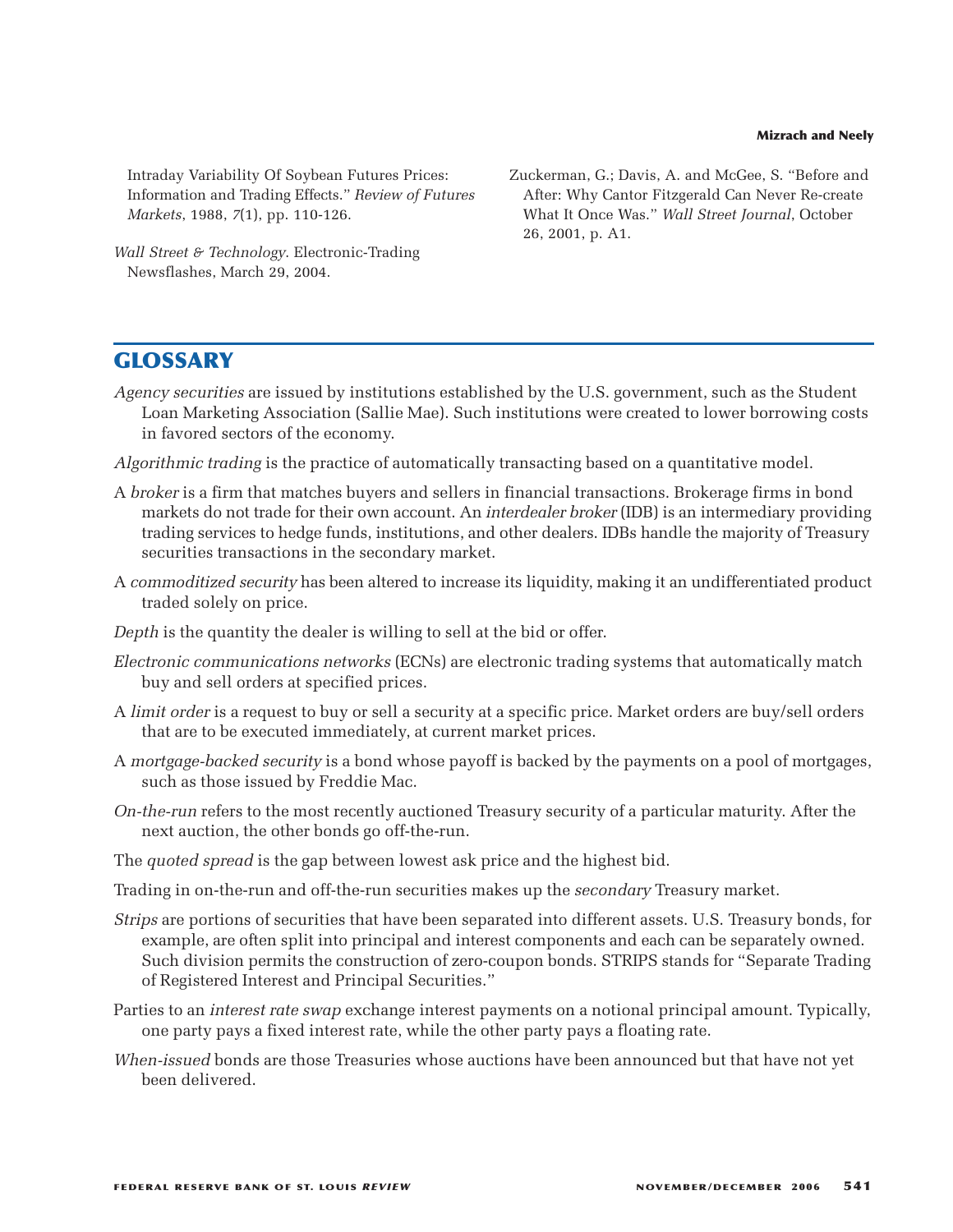Intraday Variability Of Soybean Futures Prices: Information and Trading Effects." *Review of Futures Markets*, 1988, *7*(1), pp. 110-126.

*Wall Street & Technology*. Electronic-Trading Newsflashes, March 29, 2004.

Zuckerman, G.; Davis, A. and McGee, S. "Before and After: Why Cantor Fitzgerald Can Never Re-create What It Once Was." *Wall Street Journal*, October 26, 2001, p. A1.

## GLOSSARY

*Agency securities* are issued by institutions established by the U.S. government, such as the Student Loan Marketing Association (Sallie Mae). Such institutions were created to lower borrowing costs in favored sectors of the economy.

*Algorithmic trading* is the practice of automatically transacting based on a quantitative model.

A *broker* is a firm that matches buyers and sellers in financial transactions. Brokerage firms in bond markets do not trade for their own account. An *interdealer broker* (IDB) is an intermediary providing trading services to hedge funds, institutions, and other dealers. IDBs handle the majority of Treasury securities transactions in the secondary market.

A *commoditized security* has been altered to increase its liquidity, making it an undifferentiated product traded solely on price.

*Depth* is the quantity the dealer is willing to sell at the bid or offer.

*Electronic communications networks* (ECNs) are electronic trading systems that automatically match buy and sell orders at specified prices.

A *limit order* is a request to buy or sell a security at a specific price. Market orders are buy/sell orders that are to be executed immediately, at current market prices.

A *mortgage-backed security* is a bond whose payoff is backed by the payments on a pool of mortgages, such as those issued by Freddie Mac.

*On-the-run* refers to the most recently auctioned Treasury security of a particular maturity. After the next auction, the other bonds go off-the-run.

The *quoted spread* is the gap between lowest ask price and the highest bid.

Trading in on-the-run and off-the-run securities makes up the *secondary* Treasury market.

*Strips* are portions of securities that have been separated into different assets. U.S. Treasury bonds, for example, are often split into principal and interest components and each can be separately owned. Such division permits the construction of zero-coupon bonds. STRIPS stands for "Separate Trading of Registered Interest and Principal Securities."

Parties to an *interest rate swap* exchange interest payments on a notional principal amount. Typically, one party pays a fixed interest rate, while the other party pays a floating rate.

*When-issued* bonds are those Treasuries whose auctions have been announced but that have not yet been delivered.